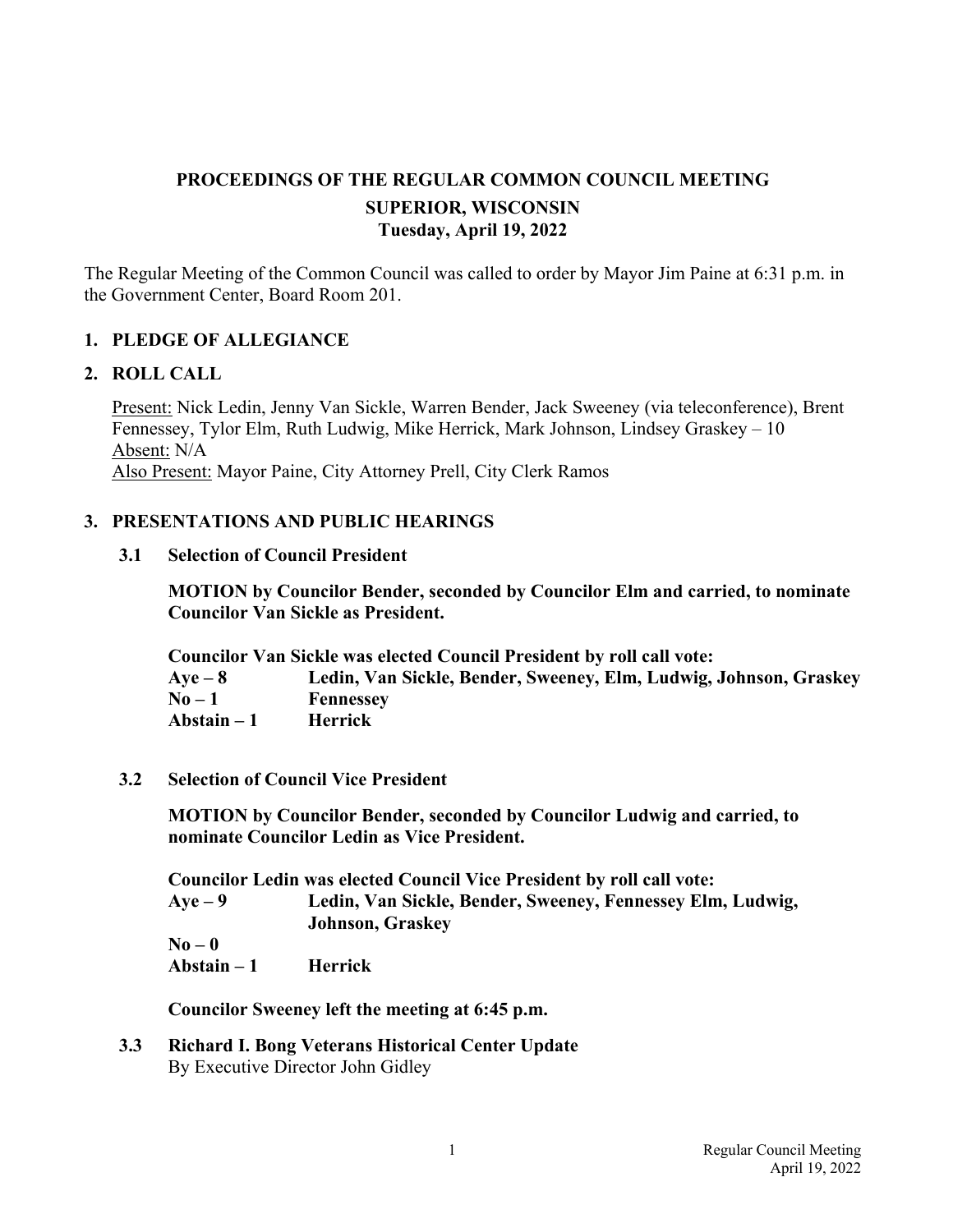# PROCEEDINGS OF THE REGULAR COMMON COUNCIL MEETING
## SUPERIOR, WISCONSIN
### Tuesday, April 19, 2022

The Regular Meeting of the Common Council was called to order by Mayor Jim Paine at 6:31 p.m. in the Government Center, Board Room 201.

## 1. PLEDGE OF ALLEGIANCE

## 2. ROLL CALL

Present: Nick Ledin, Jenny Van Sickle, Warren Bender, Jack Sweeney (via teleconference), Brent Fennessey, Tylor Elm, Ruth Ludwig, Mike Herrick, Mark Johnson, Lindsey Graskey – 10
Absent: N/A
Also Present: Mayor Paine, City Attorney Prell, City Clerk Ramos

## 3. PRESENTATIONS AND PUBLIC HEARINGS

### 3.1 Selection of Council President

**MOTION by Councilor Bender, seconded by Councilor Elm and carried, to nominate Councilor Van Sickle as President.**

**Councilor Van Sickle was elected Council President by roll call vote:**
**Aye – 8 Ledin, Van Sickle, Bender, Sweeney, Elm, Ludwig, Johnson, Graskey**
**No – 1 Fennessey**
**Abstain – 1 Herrick**

### 3.2 Selection of Council Vice President

**MOTION by Councilor Bender, seconded by Councilor Ludwig and carried, to nominate Councilor Ledin as Vice President.**

**Councilor Ledin was elected Council Vice President by roll call vote:**
**Aye – 9 Ledin, Van Sickle, Bender, Sweeney, Fennessey Elm, Ludwig, Johnson, Graskey**
**No – 0**
**Abstain – 1 Herrick**

**Councilor Sweeney left the meeting at 6:45 p.m.**

### 3.3 Richard I. Bong Veterans Historical Center Update

By Executive Director John Gidley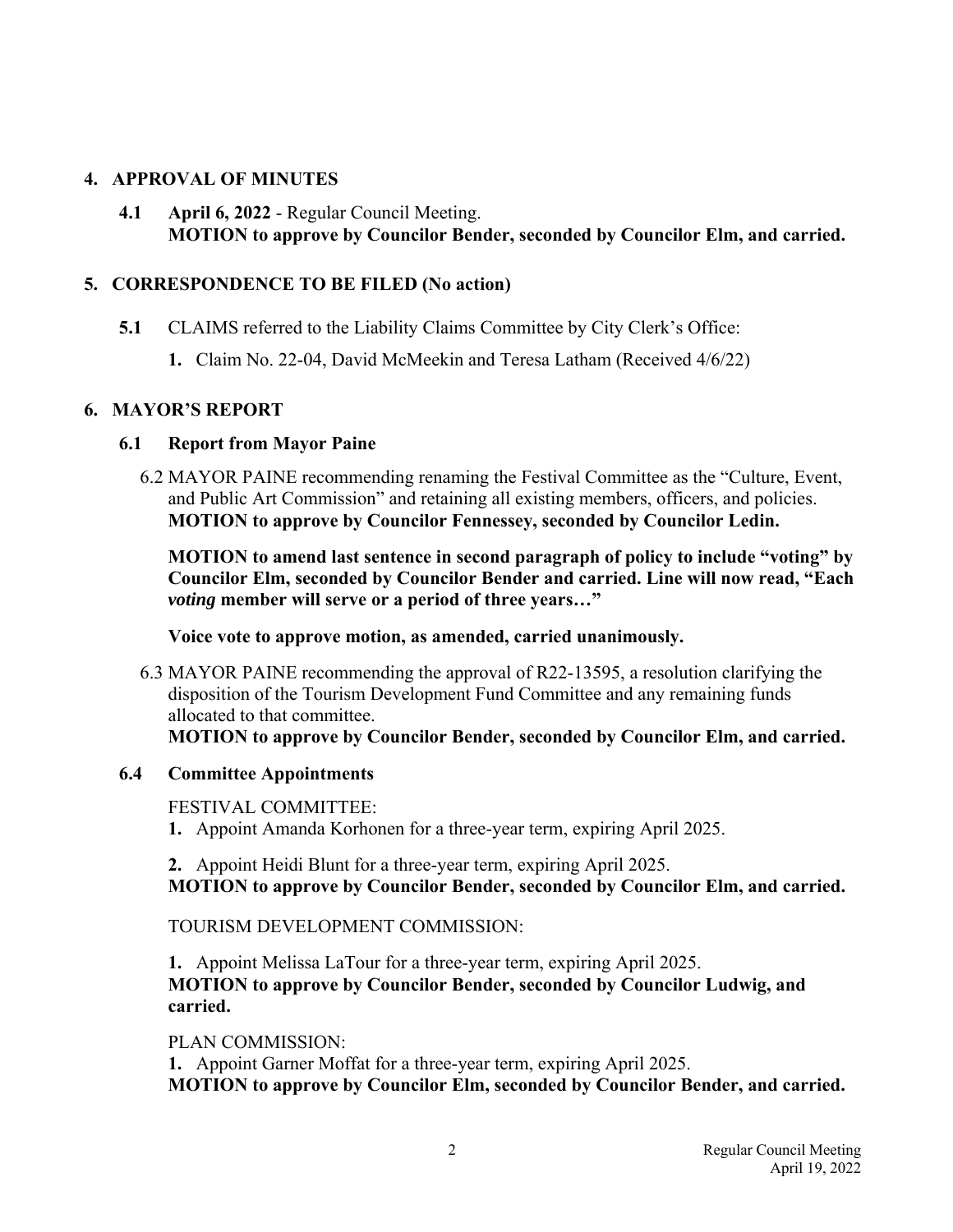## 4. APPROVAL OF MINUTES

**4.1** **April 6, 2022** - Regular Council Meeting.
**MOTION to approve by Councilor Bender, seconded by Councilor Elm, and carried.**

## 5. CORRESPONDENCE TO BE FILED (No action)

**5.1** CLAIMS referred to the Liability Claims Committee by City Clerk's Office:

1. Claim No. 22-04, David McMeekin and Teresa Latham (Received 4/6/22)

## 6. MAYOR'S REPORT

### 6.1 Report from Mayor Paine

6.2 MAYOR PAINE recommending renaming the Festival Committee as the "Culture, Event, and Public Art Commission" and retaining all existing members, officers, and policies.
**MOTION to approve by Councilor Fennessey, seconded by Councilor Ledin.**

**MOTION to amend last sentence in second paragraph of policy to include "voting" by Councilor Elm, seconded by Councilor Bender and carried. Line will now read, "Each *voting* member will serve or a period of three years…"**

**Voice vote to approve motion, as amended, carried unanimously.**

6.3 MAYOR PAINE recommending the approval of R22-13595, a resolution clarifying the disposition of the Tourism Development Fund Committee and any remaining funds allocated to that committee.
**MOTION to approve by Councilor Bender, seconded by Councilor Elm, and carried.**

### 6.4 Committee Appointments

FESTIVAL COMMITTEE:

1. Appoint Amanda Korhonen for a three-year term, expiring April 2025.

2. Appoint Heidi Blunt for a three-year term, expiring April 2025.

**MOTION to approve by Councilor Bender, seconded by Councilor Elm, and carried.**

TOURISM DEVELOPMENT COMMISSION:

1. Appoint Melissa LaTour for a three-year term, expiring April 2025.

**MOTION to approve by Councilor Bender, seconded by Councilor Ludwig, and carried.**

PLAN COMMISSION:

1. Appoint Garner Moffat for a three-year term, expiring April 2025.

**MOTION to approve by Councilor Elm, seconded by Councilor Bender, and carried.**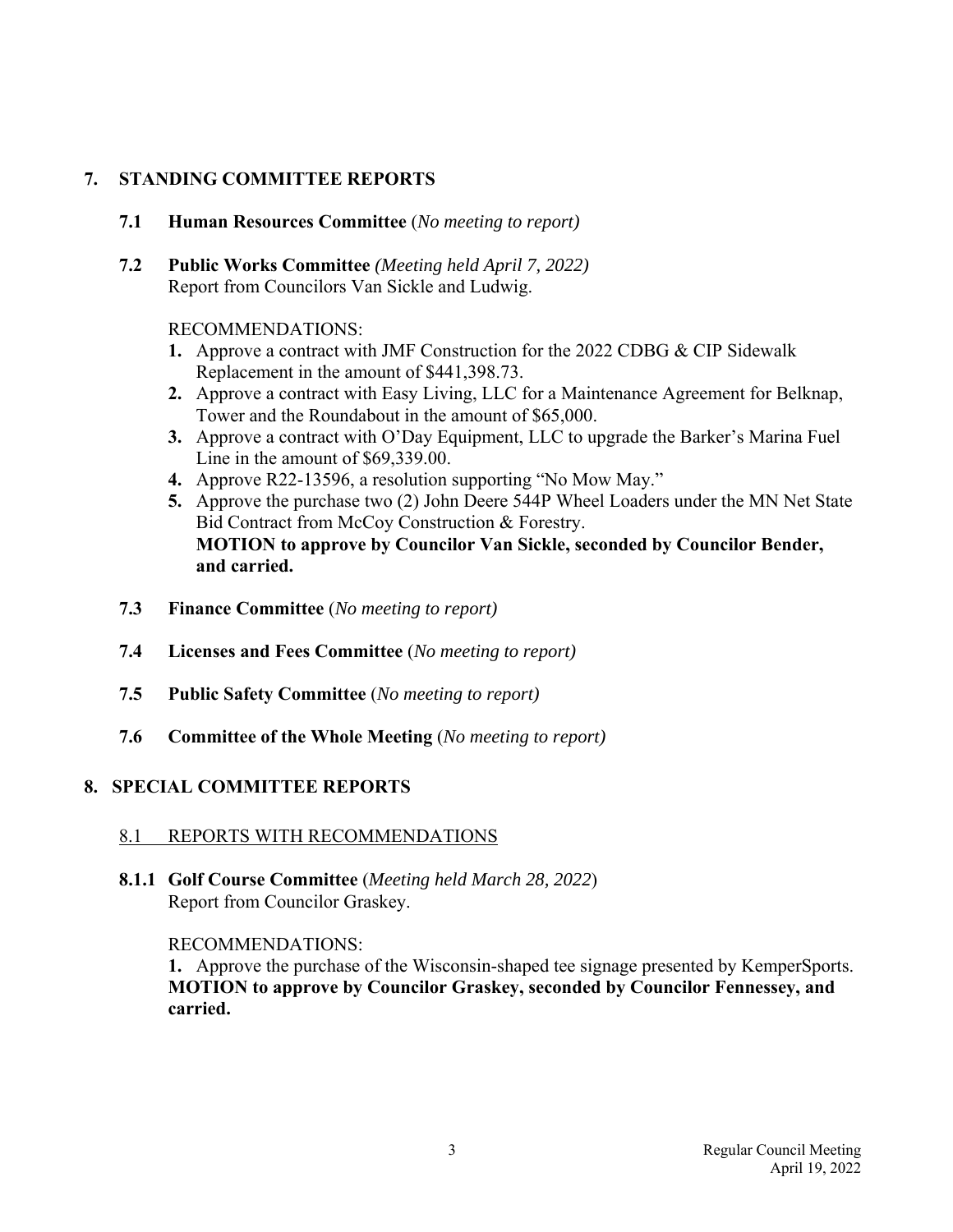## 7. STANDING COMMITTEE REPORTS

**7.1 Human Resources Committee** (*No meeting to report)*

**7.2 Public Works Committee** *(Meeting held April 7, 2022)*
Report from Councilors Van Sickle and Ludwig.

RECOMMENDATIONS:

1. Approve a contract with JMF Construction for the 2022 CDBG & CIP Sidewalk Replacement in the amount of $441,398.73.
2. Approve a contract with Easy Living, LLC for a Maintenance Agreement for Belknap, Tower and the Roundabout in the amount of $65,000.
3. Approve a contract with O'Day Equipment, LLC to upgrade the Barker's Marina Fuel Line in the amount of $69,339.00.
4. Approve R22-13596, a resolution supporting "No Mow May."
5. Approve the purchase two (2) John Deere 544P Wheel Loaders under the MN Net State Bid Contract from McCoy Construction & Forestry.
   **MOTION to approve by Councilor Van Sickle, seconded by Councilor Bender, and carried.**

**7.3 Finance Committee** (*No meeting to report)*

**7.4 Licenses and Fees Committee** (*No meeting to report)*

**7.5 Public Safety Committee** (*No meeting to report)*

**7.6 Committee of the Whole Meeting** (*No meeting to report)*

## 8. SPECIAL COMMITTEE REPORTS

### 8.1 REPORTS WITH RECOMMENDATIONS

**8.1.1 Golf Course Committee** (*Meeting held March 28, 2022*)
Report from Councilor Graskey.

RECOMMENDATIONS:

**1.** Approve the purchase of the Wisconsin-shaped tee signage presented by KemperSports.
**MOTION to approve by Councilor Graskey, seconded by Councilor Fennessey, and carried.**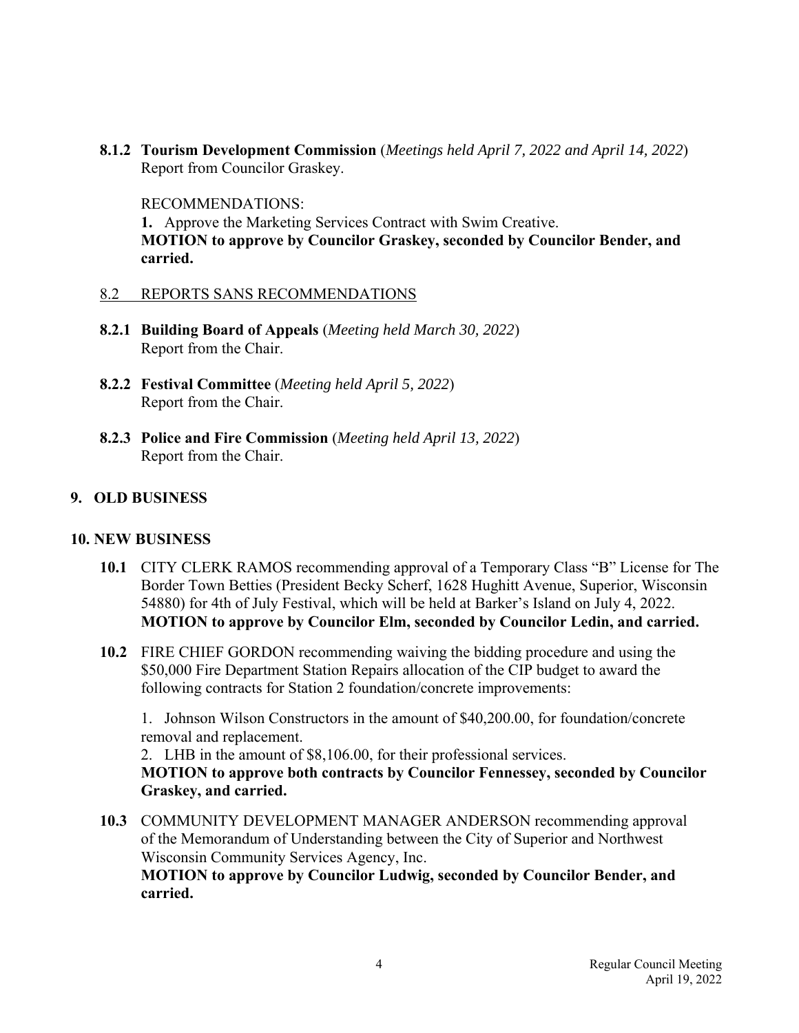**8.1.2 Tourism Development Commission** (*Meetings held April 7, 2022 and April 14, 2022*)
Report from Councilor Graskey.

RECOMMENDATIONS:
**1.** Approve the Marketing Services Contract with Swim Creative.
**MOTION to approve by Councilor Graskey, seconded by Councilor Bender, and carried.**

8.2 REPORTS SANS RECOMMENDATIONS

**8.2.1 Building Board of Appeals** (*Meeting held March 30, 2022*)
Report from the Chair.

**8.2.2 Festival Committee** (*Meeting held April 5, 2022*)
Report from the Chair.

**8.2.3 Police and Fire Commission** (*Meeting held April 13, 2022*)
Report from the Chair.

## 9. OLD BUSINESS

## 10. NEW BUSINESS

**10.1** CITY CLERK RAMOS recommending approval of a Temporary Class "B" License for The Border Town Betties (President Becky Scherf, 1628 Hughitt Avenue, Superior, Wisconsin 54880) for 4th of July Festival, which will be held at Barker's Island on July 4, 2022.
**MOTION to approve by Councilor Elm, seconded by Councilor Ledin, and carried.**

**10.2** FIRE CHIEF GORDON recommending waiving the bidding procedure and using the $50,000 Fire Department Station Repairs allocation of the CIP budget to award the following contracts for Station 2 foundation/concrete improvements:

1. Johnson Wilson Constructors in the amount of $40,200.00, for foundation/concrete removal and replacement.
2. LHB in the amount of $8,106.00, for their professional services.

**MOTION to approve both contracts by Councilor Fennessey, seconded by Councilor Graskey, and carried.**

**10.3** COMMUNITY DEVELOPMENT MANAGER ANDERSON recommending approval of the Memorandum of Understanding between the City of Superior and Northwest Wisconsin Community Services Agency, Inc.
**MOTION to approve by Councilor Ludwig, seconded by Councilor Bender, and carried.**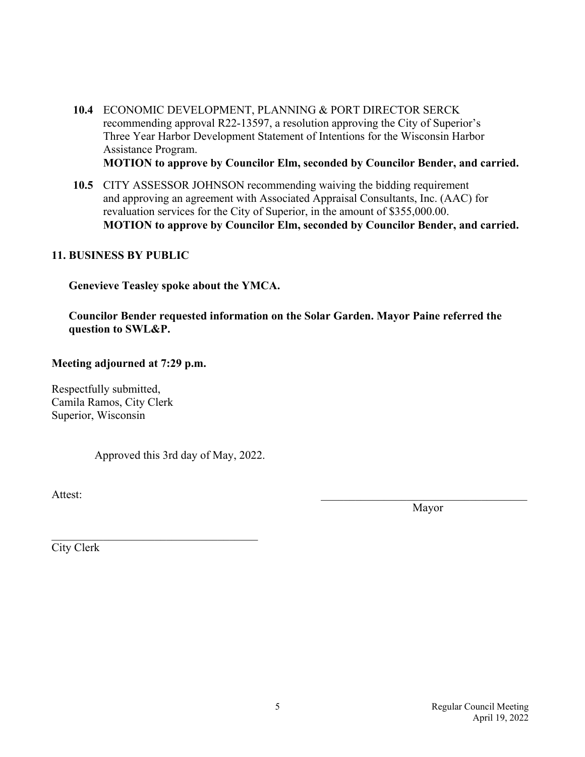**10.4** ECONOMIC DEVELOPMENT, PLANNING & PORT DIRECTOR SERCK recommending approval R22-13597, a resolution approving the City of Superior's Three Year Harbor Development Statement of Intentions for the Wisconsin Harbor Assistance Program.
**MOTION to approve by Councilor Elm, seconded by Councilor Bender, and carried.**

**10.5** CITY ASSESSOR JOHNSON recommending waiving the bidding requirement and approving an agreement with Associated Appraisal Consultants, Inc. (AAC) for revaluation services for the City of Superior, in the amount of $355,000.00.
**MOTION to approve by Councilor Elm, seconded by Councilor Bender, and carried.**

## 11. BUSINESS BY PUBLIC

**Genevieve Teasley spoke about the YMCA.**

**Councilor Bender requested information on the Solar Garden. Mayor Paine referred the question to SWL&P.**

**Meeting adjourned at 7:29 p.m.**

Respectfully submitted,
Camila Ramos, City Clerk
Superior, Wisconsin

Approved this 3rd day of May, 2022.

Attest:

______________________________
Mayor

______________________________
City Clerk